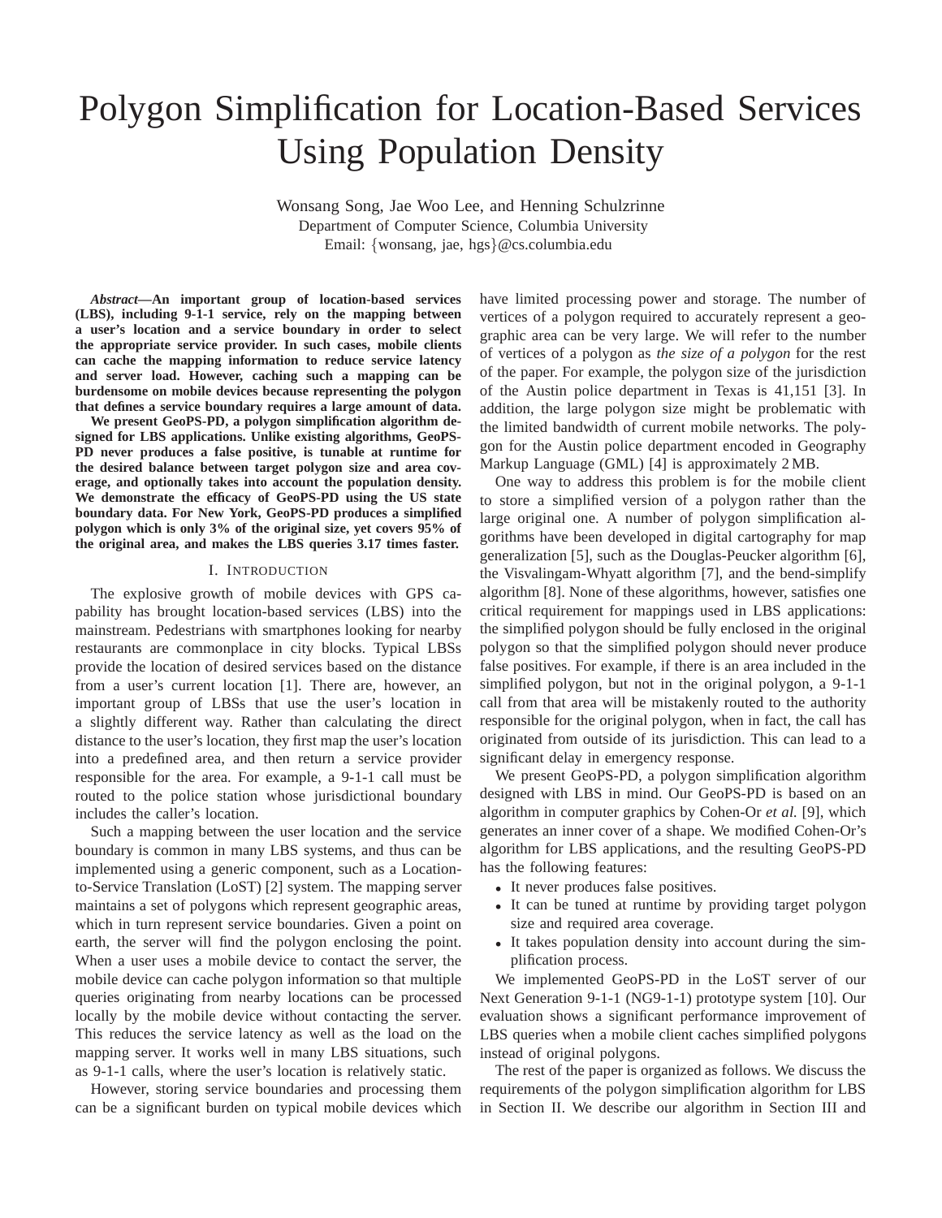# Polygon Simplification for Location-Based Services Using Population Density

Wonsang Song, Jae Woo Lee, and Henning Schulzrinne
Department of Computer Science, Columbia University
Email: {wonsang, jae, hgs}@cs.columbia.edu

***Abstract*—An important group of location-based services (LBS), including 9-1-1 service, rely on the mapping between a user's location and a service boundary in order to select the appropriate service provider. In such cases, mobile clients can cache the mapping information to reduce service latency and server load. However, caching such a mapping can be burdensome on mobile devices because representing the polygon that defines a service boundary requires a large amount of data.**

**We present GeoPS-PD, a polygon simplification algorithm designed for LBS applications. Unlike existing algorithms, GeoPS-PD never produces a false positive, is tunable at runtime for the desired balance between target polygon size and area coverage, and optionally takes into account the population density. We demonstrate the efficacy of GeoPS-PD using the US state boundary data. For New York, GeoPS-PD produces a simplified polygon which is only 3% of the original size, yet covers 95% of the original area, and makes the LBS queries 3.17 times faster.**

## I. Introduction

The explosive growth of mobile devices with GPS capability has brought location-based services (LBS) into the mainstream. Pedestrians with smartphones looking for nearby restaurants are commonplace in city blocks. Typical LBSs provide the location of desired services based on the distance from a user's current location [1]. There are, however, an important group of LBSs that use the user's location in a slightly different way. Rather than calculating the direct distance to the user's location, they first map the user's location into a predefined area, and then return a service provider responsible for the area. For example, a 9-1-1 call must be routed to the police station whose jurisdictional boundary includes the caller's location.

Such a mapping between the user location and the service boundary is common in many LBS systems, and thus can be implemented using a generic component, such as a Location-to-Service Translation (LoST) [2] system. The mapping server maintains a set of polygons which represent geographic areas, which in turn represent service boundaries. Given a point on earth, the server will find the polygon enclosing the point. When a user uses a mobile device to contact the server, the mobile device can cache polygon information so that multiple queries originating from nearby locations can be processed locally by the mobile device without contacting the server. This reduces the service latency as well as the load on the mapping server. It works well in many LBS situations, such as 9-1-1 calls, where the user's location is relatively static.

However, storing service boundaries and processing them can be a significant burden on typical mobile devices which have limited processing power and storage. The number of vertices of a polygon required to accurately represent a geographic area can be very large. We will refer to the number of vertices of a polygon as *the size of a polygon* for the rest of the paper. For example, the polygon size of the jurisdiction of the Austin police department in Texas is 41,151 [3]. In addition, the large polygon size might be problematic with the limited bandwidth of current mobile networks. The polygon for the Austin police department encoded in Geography Markup Language (GML) [4] is approximately 2 MB.

One way to address this problem is for the mobile client to store a simplified version of a polygon rather than the large original one. A number of polygon simplification algorithms have been developed in digital cartography for map generalization [5], such as the Douglas-Peucker algorithm [6], the Visvalingam-Whyatt algorithm [7], and the bend-simplify algorithm [8]. None of these algorithms, however, satisfies one critical requirement for mappings used in LBS applications: the simplified polygon should be fully enclosed in the original polygon so that the simplified polygon should never produce false positives. For example, if there is an area included in the simplified polygon, but not in the original polygon, a 9-1-1 call from that area will be mistakenly routed to the authority responsible for the original polygon, when in fact, the call has originated from outside of its jurisdiction. This can lead to a significant delay in emergency response.

We present GeoPS-PD, a polygon simplification algorithm designed with LBS in mind. Our GeoPS-PD is based on an algorithm in computer graphics by Cohen-Or *et al.* [9], which generates an inner cover of a shape. We modified Cohen-Or's algorithm for LBS applications, and the resulting GeoPS-PD has the following features:

- It never produces false positives.
- It can be tuned at runtime by providing target polygon size and required area coverage.
- It takes population density into account during the simplification process.

We implemented GeoPS-PD in the LoST server of our Next Generation 9-1-1 (NG9-1-1) prototype system [10]. Our evaluation shows a significant performance improvement of LBS queries when a mobile client caches simplified polygons instead of original polygons.

The rest of the paper is organized as follows. We discuss the requirements of the polygon simplification algorithm for LBS in Section II. We describe our algorithm in Section III and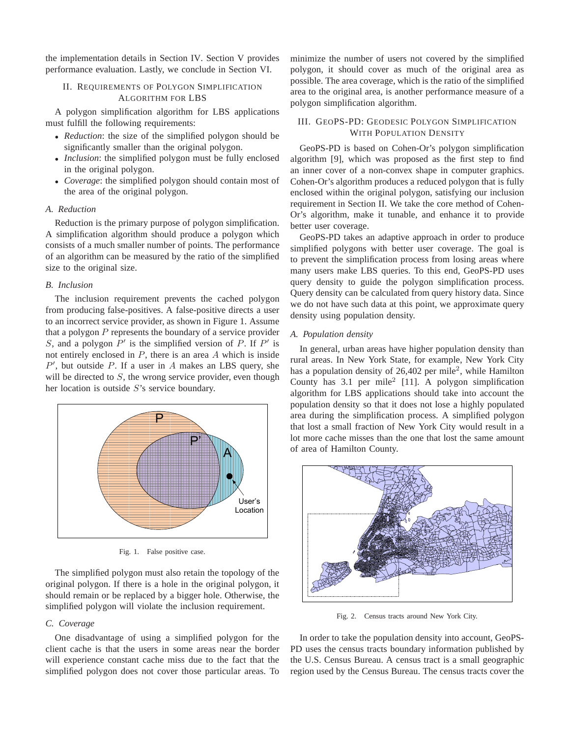the implementation details in Section IV. Section V provides performance evaluation. Lastly, we conclude in Section VI.

## II. Requirements of Polygon Simplification Algorithm for LBS

A polygon simplification algorithm for LBS applications must fulfill the following requirements:

- *Reduction*: the size of the simplified polygon should be significantly smaller than the original polygon.
- *Inclusion*: the simplified polygon must be fully enclosed in the original polygon.
- *Coverage*: the simplified polygon should contain most of the area of the original polygon.

### A. Reduction

Reduction is the primary purpose of polygon simplification. A simplification algorithm should produce a polygon which consists of a much smaller number of points. The performance of an algorithm can be measured by the ratio of the simplified size to the original size.

### B. Inclusion

The inclusion requirement prevents the cached polygon from producing false-positives. A false-positive directs a user to an incorrect service provider, as shown in Figure 1. Assume that a polygon $P$ represents the boundary of a service provider $S$, and a polygon $P'$ is the simplified version of $P$. If $P'$ is not entirely enclosed in $P$, there is an area $A$ which is inside $P'$, but outside $P$. If a user in $A$ makes an LBS query, she will be directed to $S$, the wrong service provider, even though her location is outside $S$'s service boundary.

P
P'
A
User's Location

Fig. 1. False positive case.

The simplified polygon must also retain the topology of the original polygon. If there is a hole in the original polygon, it should remain or be replaced by a bigger hole. Otherwise, the simplified polygon will violate the inclusion requirement.

### C. Coverage

One disadvantage of using a simplified polygon for the client cache is that the users in some areas near the border will experience constant cache miss due to the fact that the simplified polygon does not cover those particular areas. To minimize the number of users not covered by the simplified polygon, it should cover as much of the original area as possible. The area coverage, which is the ratio of the simplified area to the original area, is another performance measure of a polygon simplification algorithm.

## III. GeoPS-PD: Geodesic Polygon Simplification With Population Density

GeoPS-PD is based on Cohen-Or's polygon simplification algorithm [9], which was proposed as the first step to find an inner cover of a non-convex shape in computer graphics. Cohen-Or's algorithm produces a reduced polygon that is fully enclosed within the original polygon, satisfying our inclusion requirement in Section II. We take the core method of Cohen-Or's algorithm, make it tunable, and enhance it to provide better user coverage.

GeoPS-PD takes an adaptive approach in order to produce simplified polygons with better user coverage. The goal is to prevent the simplification process from losing areas where many users make LBS queries. To this end, GeoPS-PD uses query density to guide the polygon simplification process. Query density can be calculated from query history data. Since we do not have such data at this point, we approximate query density using population density.

### A. Population density

In general, urban areas have higher population density than rural areas. In New York State, for example, New York City has a population density of 26,402 per mile$^2$, while Hamilton County has 3.1 per mile$^2$ [11]. A polygon simplification algorithm for LBS applications should take into account the population density so that it does not lose a highly populated area during the simplification process. A simplified polygon that lost a small fraction of New York City would result in a lot more cache misses than the one that lost the same amount of area of Hamilton County.

Fig. 2. Census tracts around New York City.

In order to take the population density into account, GeoPS-PD uses the census tracts boundary information published by the U.S. Census Bureau. A census tract is a small geographic region used by the Census Bureau. The census tracts cover the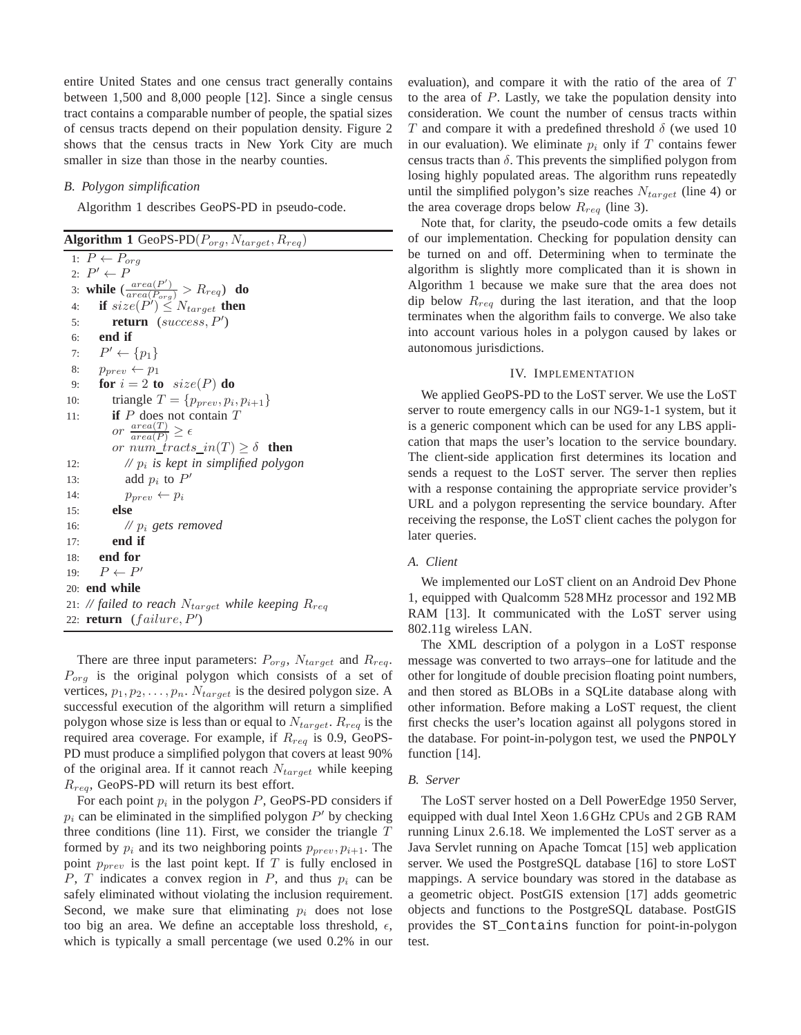entire United States and one census tract generally contains between 1,500 and 8,000 people [12]. Since a single census tract contains a comparable number of people, the spatial sizes of census tracts depend on their population density. Figure 2 shows that the census tracts in New York City are much smaller in size than those in the nearby counties.

### B. Polygon simplification

Algorithm 1 describes GeoPS-PD in pseudo-code.

**Algorithm 1** GeoPS-PD($P_{org}, N_{target}, R_{req}$)

```
1:  P ← P_org
2:  P' ← P
3:  while (area(P') / area(P_org) > R_req) do
4:      if size(P') ≤ N_target then
5:          return (success, P')
6:      end if
7:      P' ← {p_1}
8:      p_prev ← p_1
9:      for i = 2 to size(P) do
10:         triangle T = {p_prev, p_i, p_{i+1}}
11:         if P does not contain T
            or area(T) / area(P) ≥ ε
            or num_tracts_in(T) ≥ δ then
12:             // p_i is kept in simplified polygon
13:             add p_i to P'
14:             p_prev ← p_i
15:         else
16:             // p_i gets removed
17:         end if
18:     end for
19:     P ← P'
20: end while
21: // failed to reach N_target while keeping R_req
22: return (failure, P')
```

There are three input parameters: $P_{org}$, $N_{target}$ and $R_{req}$. $P_{org}$ is the original polygon which consists of a set of vertices, $p_1, p_2, \ldots, p_n$. $N_{target}$ is the desired polygon size. A successful execution of the algorithm will return a simplified polygon whose size is less than or equal to $N_{target}$. $R_{req}$ is the required area coverage. For example, if $R_{req}$ is 0.9, GeoPS-PD must produce a simplified polygon that covers at least 90% of the original area. If it cannot reach $N_{target}$ while keeping $R_{req}$, GeoPS-PD will return its best effort.

For each point $p_i$ in the polygon $P$, GeoPS-PD considers if $p_i$ can be eliminated in the simplified polygon $P'$ by checking three conditions (line 11). First, we consider the triangle $T$ formed by $p_i$ and its two neighboring points $p_{prev}, p_{i+1}$. The point $p_{prev}$ is the last point kept. If $T$ is fully enclosed in $P$, $T$ indicates a convex region in $P$, and thus $p_i$ can be safely eliminated without violating the inclusion requirement. Second, we make sure that eliminating $p_i$ does not lose too big an area. We define an acceptable loss threshold, $\epsilon$, which is typically a small percentage (we used 0.2% in our evaluation), and compare it with the ratio of the area of $T$ to the area of $P$. Lastly, we take the population density into consideration. We count the number of census tracts within $T$ and compare it with a predefined threshold $\delta$ (we used 10 in our evaluation). We eliminate $p_i$ only if $T$ contains fewer census tracts than $\delta$. This prevents the simplified polygon from losing highly populated areas. The algorithm runs repeatedly until the simplified polygon's size reaches $N_{target}$ (line 4) or the area coverage drops below $R_{req}$ (line 3).

Note that, for clarity, the pseudo-code omits a few details of our implementation. Checking for population density can be turned on and off. Determining when to terminate the algorithm is slightly more complicated than it is shown in Algorithm 1 because we make sure that the area does not dip below $R_{req}$ during the last iteration, and that the loop terminates when the algorithm fails to converge. We also take into account various holes in a polygon caused by lakes or autonomous jurisdictions.

## IV. Implementation

We applied GeoPS-PD to the LoST server. We use the LoST server to route emergency calls in our NG9-1-1 system, but it is a generic component which can be used for any LBS application that maps the user's location to the service boundary. The client-side application first determines its location and sends a request to the LoST server. The server then replies with a response containing the appropriate service provider's URL and a polygon representing the service boundary. After receiving the response, the LoST client caches the polygon for later queries.

### A. Client

We implemented our LoST client on an Android Dev Phone 1, equipped with Qualcomm 528 MHz processor and 192 MB RAM [13]. It communicated with the LoST server using 802.11g wireless LAN.

The XML description of a polygon in a LoST response message was converted to two arrays–one for latitude and the other for longitude of double precision floating point numbers, and then stored as BLOBs in a SQLite database along with other information. Before making a LoST request, the client first checks the user's location against all polygons stored in the database. For point-in-polygon test, we used the `PNPOLY` function [14].

### B. Server

The LoST server hosted on a Dell PowerEdge 1950 Server, equipped with dual Intel Xeon 1.6 GHz CPUs and 2 GB RAM running Linux 2.6.18. We implemented the LoST server as a Java Servlet running on Apache Tomcat [15] web application server. We used the PostgreSQL database [16] to store LoST mappings. A service boundary was stored in the database as a geometric object. PostGIS extension [17] adds geometric objects and functions to the PostgreSQL database. PostGIS provides the `ST_Contains` function for point-in-polygon test.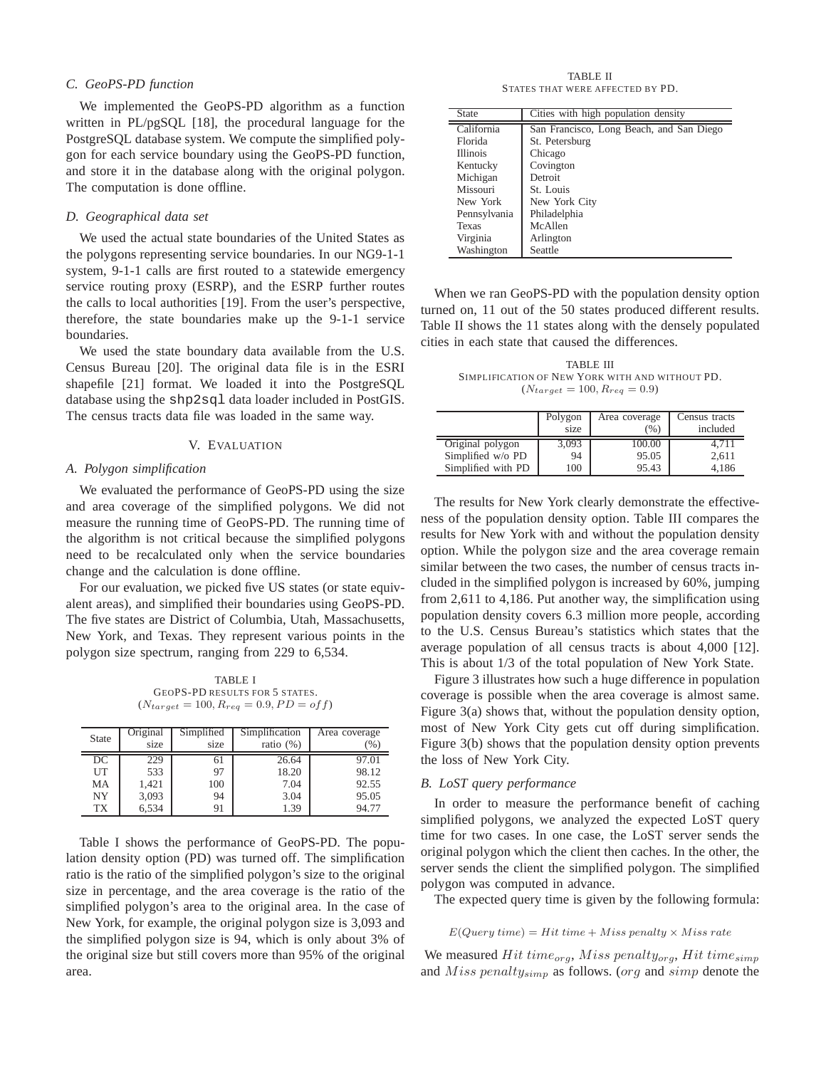### C. GeoPS-PD function

We implemented the GeoPS-PD algorithm as a function written in PL/pgSQL [18], the procedural language for the PostgreSQL database system. We compute the simplified polygon for each service boundary using the GeoPS-PD function, and store it in the database along with the original polygon. The computation is done offline.

### D. Geographical data set

We used the actual state boundaries of the United States as the polygons representing service boundaries. In our NG9-1-1 system, 9-1-1 calls are first routed to a statewide emergency service routing proxy (ESRP), and the ESRP further routes the calls to local authorities [19]. From the user's perspective, therefore, the state boundaries make up the 9-1-1 service boundaries.

We used the state boundary data available from the U.S. Census Bureau [20]. The original data file is in the ESRI shapefile [21] format. We loaded it into the PostgreSQL database using the `shp2sql` data loader included in PostGIS. The census tracts data file was loaded in the same way.

## V. Evaluation

### A. Polygon simplification

We evaluated the performance of GeoPS-PD using the size and area coverage of the simplified polygons. We did not measure the running time of GeoPS-PD. The running time of the algorithm is not critical because the simplified polygons need to be recalculated only when the service boundaries change and the calculation is done offline.

For our evaluation, we picked five US states (or state equivalent areas), and simplified their boundaries using GeoPS-PD. The five states are District of Columbia, Utah, Massachusetts, New York, and Texas. They represent various points in the polygon size spectrum, ranging from 229 to 6,534.

TABLE I
GeoPS-PD results for 5 states.
($N_{target} = 100, R_{req} = 0.9, PD = off$)

| State | Original size | Simplified size | Simplification ratio (%) | Area coverage (%) |
|---|---|---|---|---|
| DC | 229 | 61 | 26.64 | 97.01 |
| UT | 533 | 97 | 18.20 | 98.12 |
| MA | 1,421 | 100 | 7.04 | 92.55 |
| NY | 3,093 | 94 | 3.04 | 95.05 |
| TX | 6,534 | 91 | 1.39 | 94.77 |

Table I shows the performance of GeoPS-PD. The population density option (PD) was turned off. The simplification ratio is the ratio of the simplified polygon's size to the original size in percentage, and the area coverage is the ratio of the simplified polygon's area to the original area. In the case of New York, for example, the original polygon size is 3,093 and the simplified polygon size is 94, which is only about 3% of the original size but still covers more than 95% of the original area.

TABLE II
States that were affected by PD.

| State | Cities with high population density |
|---|---|
| California | San Francisco, Long Beach, and San Diego |
| Florida | St. Petersburg |
| Illinois | Chicago |
| Kentucky | Covington |
| Michigan | Detroit |
| Missouri | St. Louis |
| New York | New York City |
| Pennsylvania | Philadelphia |
| Texas | McAllen |
| Virginia | Arlington |
| Washington | Seattle |

When we ran GeoPS-PD with the population density option turned on, 11 out of the 50 states produced different results. Table II shows the 11 states along with the densely populated cities in each state that caused the differences.

TABLE III
Simplification of New York with and without PD.
($N_{target} = 100, R_{req} = 0.9$)

| | Polygon size | Area coverage (%) | Census tracts included |
|---|---|---|---|
| Original polygon | 3,093 | 100.00 | 4,711 |
| Simplified w/o PD | 94 | 95.05 | 2,611 |
| Simplified with PD | 100 | 95.43 | 4,186 |

The results for New York clearly demonstrate the effectiveness of the population density option. Table III compares the results for New York with and without the population density option. While the polygon size and the area coverage remain similar between the two cases, the number of census tracts included in the simplified polygon is increased by 60%, jumping from 2,611 to 4,186. Put another way, the simplification using population density covers 6.3 million more people, according to the U.S. Census Bureau's statistics which states that the average population of all census tracts is about 4,000 [12]. This is about 1/3 of the total population of New York State.

Figure 3 illustrates how such a huge difference in population coverage is possible when the area coverage is almost same. Figure 3(a) shows that, without the population density option, most of New York City gets cut off during simplification. Figure 3(b) shows that the population density option prevents the loss of New York City.

### B. LoST query performance

In order to measure the performance benefit of caching simplified polygons, we analyzed the expected LoST query time for two cases. In one case, the LoST server sends the original polygon which the client then caches. In the other, the server sends the client the simplified polygon. The simplified polygon was computed in advance.

The expected query time is given by the following formula:

$$E(Query\ time) = Hit\ time + Miss\ penalty \times Miss\ rate$$

We measured $Hit\ time_{org}$, $Miss\ penalty_{org}$, $Hit\ time_{simp}$ and $Miss\ penalty_{simp}$ as follows. ($org$ and $simp$ denote the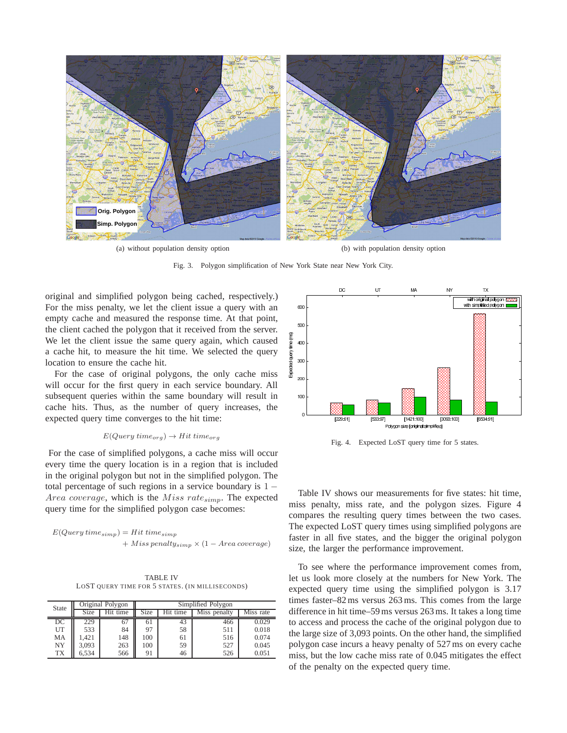(a) without population density option

(b) with population density option

Fig. 3. Polygon simplification of New York State near New York City.

original and simplified polygon being cached, respectively.) For the miss penalty, we let the client issue a query with an empty cache and measured the response time. At that point, the client cached the polygon that it received from the server. We let the client issue the same query again, which caused a cache hit, to measure the hit time. We selected the query location to ensure the cache hit.

For the case of original polygons, the only cache miss will occur for the first query in each service boundary. All subsequent queries within the same boundary will result in cache hits. Thus, as the number of query increases, the expected query time converges to the hit time:

$$E(Query\ time_{org}) \rightarrow Hit\ time_{org}$$

For the case of simplified polygons, a cache miss will occur every time the query location is in a region that is included in the original polygon but not in the simplified polygon. The total percentage of such regions in a service boundary is $1 - Area\ coverage$, which is the $Miss\ rate_{simp}$. The expected query time for the simplified polygon case becomes:

$$E(Query\ time_{simp}) = Hit\ time_{simp} + Miss\ penalty_{simp} \times (1 - Area\ coverage)$$

TABLE IV
LoST query time for 5 states. (in milliseconds)

| State | Original Polygon | | Simplified Polygon | | | |
|---|---|---|---|---|---|---|
| | Size | Hit time | Size | Hit time | Miss penalty | Miss rate |
| DC | 229 | 67 | 61 | 43 | 466 | 0.029 |
| UT | 533 | 84 | 97 | 58 | 511 | 0.018 |
| MA | 1,421 | 148 | 100 | 61 | 516 | 0.074 |
| NY | 3,093 | 263 | 100 | 59 | 527 | 0.045 |
| TX | 6,534 | 566 | 91 | 46 | 526 | 0.051 |

Fig. 4. Expected LoST query time for 5 states.

Table IV shows our measurements for five states: hit time, miss penalty, miss rate, and the polygon sizes. Figure 4 compares the resulting query times between the two cases. The expected LoST query times using simplified polygons are faster in all five states, and the bigger the original polygon size, the larger the performance improvement.

To see where the performance improvement comes from, let us look more closely at the numbers for New York. The expected query time using the simplified polygon is 3.17 times faster–82 ms versus 263 ms. This comes from the large difference in hit time–59 ms versus 263 ms. It takes a long time to access and process the cache of the original polygon due to the large size of 3,093 points. On the other hand, the simplified polygon case incurs a heavy penalty of 527 ms on every cache miss, but the low cache miss rate of 0.045 mitigates the effect of the penalty on the expected query time.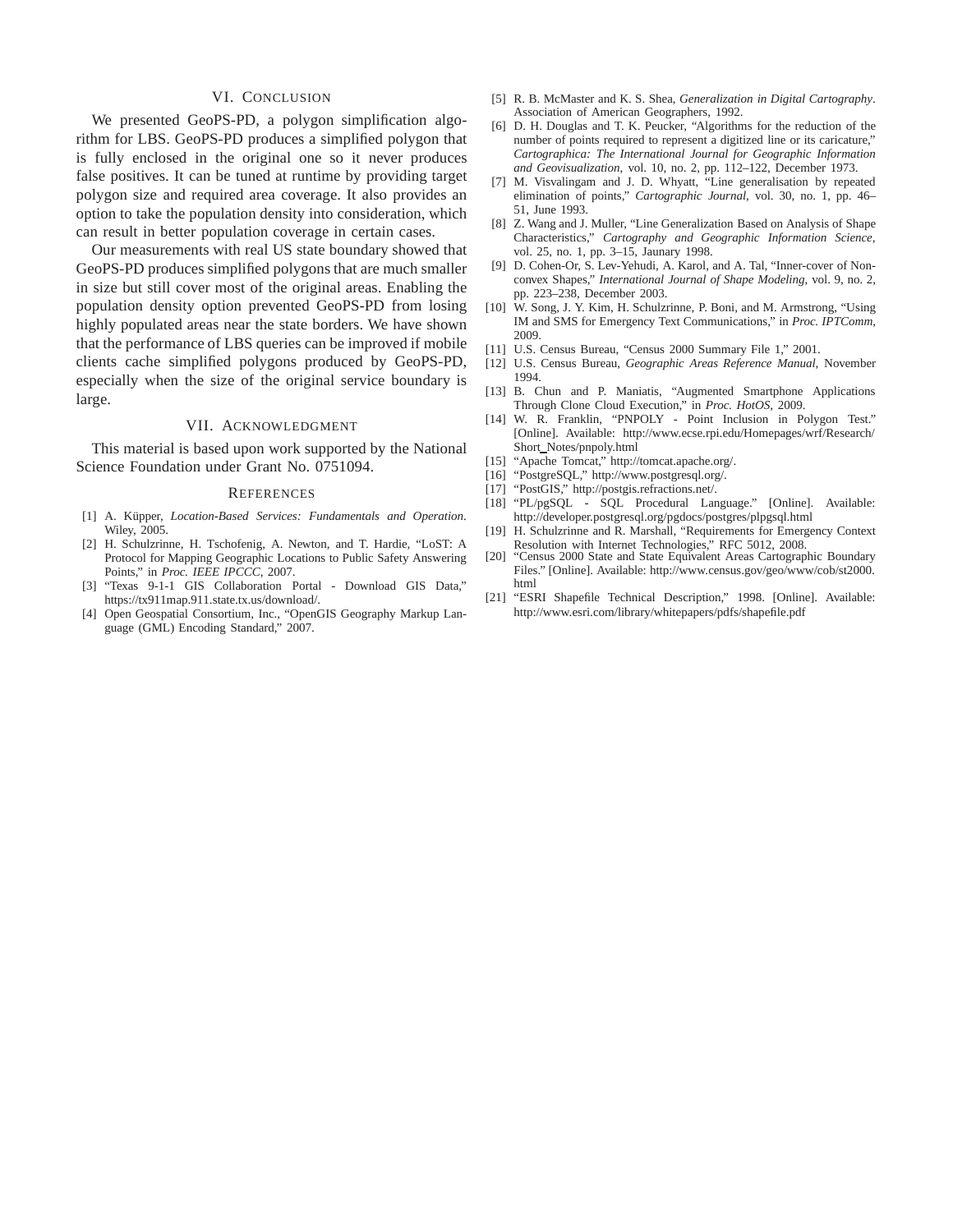## VI. Conclusion

We presented GeoPS-PD, a polygon simplification algorithm for LBS. GeoPS-PD produces a simplified polygon that is fully enclosed in the original one so it never produces false positives. It can be tuned at runtime by providing target polygon size and required area coverage. It also provides an option to take the population density into consideration, which can result in better population coverage in certain cases.

Our measurements with real US state boundary showed that GeoPS-PD produces simplified polygons that are much smaller in size but still cover most of the original areas. Enabling the population density option prevented GeoPS-PD from losing highly populated areas near the state borders. We have shown that the performance of LBS queries can be improved if mobile clients cache simplified polygons produced by GeoPS-PD, especially when the size of the original service boundary is large.

## VII. Acknowledgment

This material is based upon work supported by the National Science Foundation under Grant No. 0751094.

## References

[1] A. Küpper, *Location-Based Services: Fundamentals and Operation*. Wiley, 2005.

[2] H. Schulzrinne, H. Tschofenig, A. Newton, and T. Hardie, "LoST: A Protocol for Mapping Geographic Locations to Public Safety Answering Points," in *Proc. IEEE IPCCC*, 2007.

[3] "Texas 9-1-1 GIS Collaboration Portal - Download GIS Data," https://tx911map.911.state.tx.us/download/.

[4] Open Geospatial Consortium, Inc., "OpenGIS Geography Markup Language (GML) Encoding Standard," 2007.

[5] R. B. McMaster and K. S. Shea, *Generalization in Digital Cartography*. Association of American Geographers, 1992.

[6] D. H. Douglas and T. K. Peucker, "Algorithms for the reduction of the number of points required to represent a digitized line or its caricature," *Cartographica: The International Journal for Geographic Information and Geovisualization*, vol. 10, no. 2, pp. 112–122, December 1973.

[7] M. Visvalingam and J. D. Whyatt, "Line generalisation by repeated elimination of points," *Cartographic Journal*, vol. 30, no. 1, pp. 46–51, June 1993.

[8] Z. Wang and J. Muller, "Line Generalization Based on Analysis of Shape Characteristics," *Cartography and Geographic Information Science*, vol. 25, no. 1, pp. 3–15, Jaunary 1998.

[9] D. Cohen-Or, S. Lev-Yehudi, A. Karol, and A. Tal, "Inner-cover of Non-convex Shapes," *International Journal of Shape Modeling*, vol. 9, no. 2, pp. 223–238, December 2003.

[10] W. Song, J. Y. Kim, H. Schulzrinne, P. Boni, and M. Armstrong, "Using IM and SMS for Emergency Text Communications," in *Proc. IPTComm*, 2009.

[11] U.S. Census Bureau, "Census 2000 Summary File 1," 2001.

[12] U.S. Census Bureau, *Geographic Areas Reference Manual*, November 1994.

[13] B. Chun and P. Maniatis, "Augmented Smartphone Applications Through Clone Cloud Execution," in *Proc. HotOS*, 2009.

[14] W. R. Franklin, "PNPOLY - Point Inclusion in Polygon Test." [Online]. Available: http://www.ecse.rpi.edu/Homepages/wrf/Research/Short_Notes/pnpoly.html

[15] "Apache Tomcat," http://tomcat.apache.org/.

[16] "PostgreSQL," http://www.postgresql.org/.

[17] "PostGIS," http://postgis.refractions.net/.

[18] "PL/pgSQL - SQL Procedural Language." [Online]. Available: http://developer.postgresql.org/pgdocs/postgres/plpgsql.html

[19] H. Schulzrinne and R. Marshall, "Requirements for Emergency Context Resolution with Internet Technologies," RFC 5012, 2008.

[20] "Census 2000 State and State Equivalent Areas Cartographic Boundary Files." [Online]. Available: http://www.census.gov/geo/www/cob/st2000.html

[21] "ESRI Shapefile Technical Description," 1998. [Online]. Available: http://www.esri.com/library/whitepapers/pdfs/shapefile.pdf